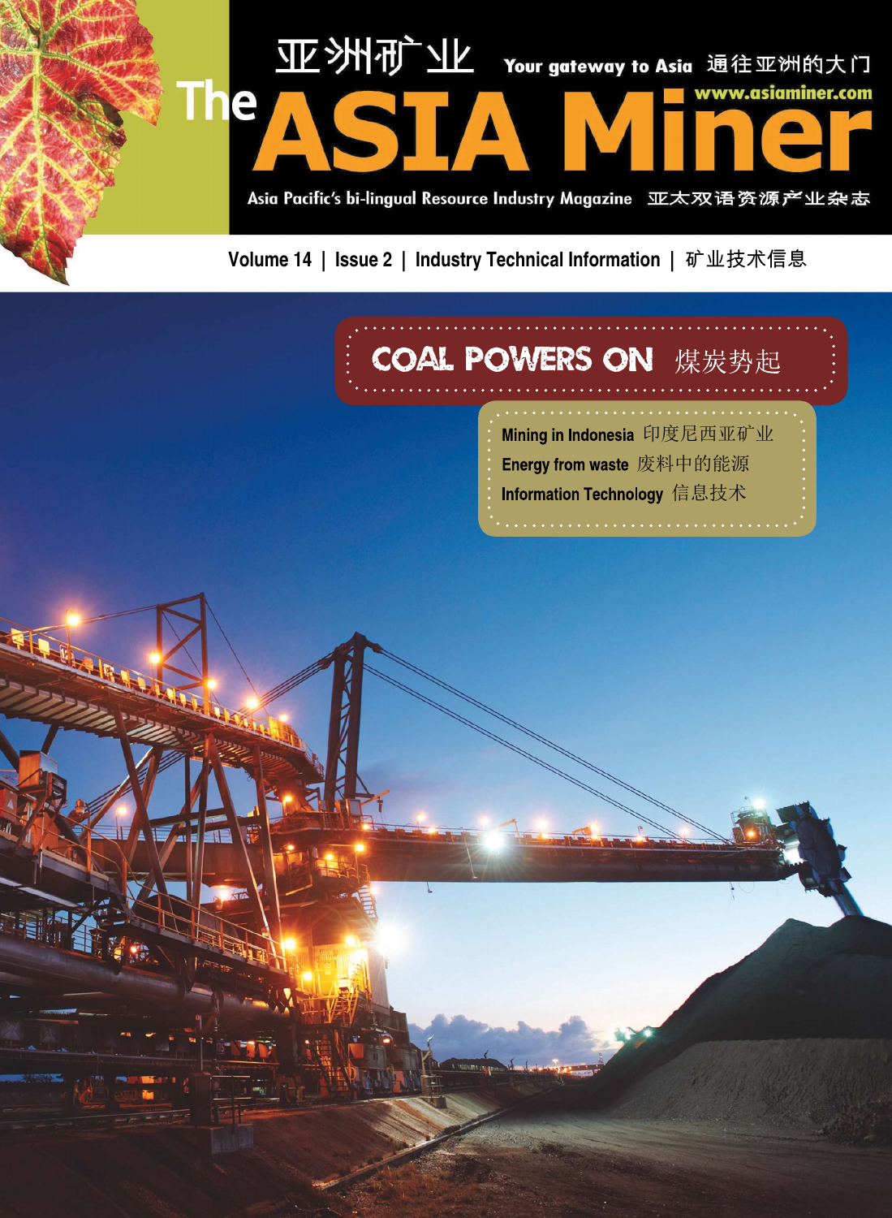# The ASIA Miner 亚洲矿业

Your gateway to Asia 通往亚洲的大门

www.asiaminer.com

Asia Pacific's bi-lingual Resource Industry Magazine 亚太双语资源产业杂志

Volume 14 | Issue 2 | Industry Technical Information | 矿业技术信息

## COAL POWERS ON 煤炭势起

- Mining in Indonesia 印度尼西亚矿业
- Energy from waste 废料中的能源
- Information Technology 信息技术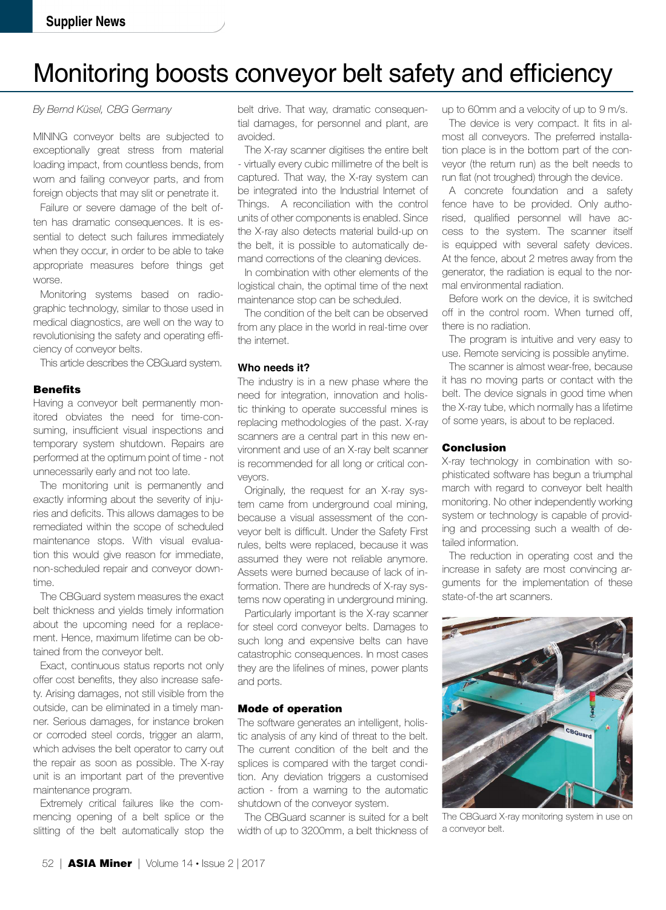# Monitoring boosts conveyor belt safety and efficiency

*By Bernd Küsel, CBG Germany*

MINING conveyor belts are subjected to exceptionally great stress from material loading impact, from countless bends, from worn and failing conveyor parts, and from foreign objects that may slit or penetrate it.

Failure or severe damage of the belt often has dramatic consequences. It is essential to detect such failures immediately when they occur, in order to be able to take appropriate measures before things get worse.

Monitoring systems based on radiographic technology, similar to those used in medical diagnostics, are well on the way to revolutionising the safety and operating efficiency of conveyor belts.

This article describes the CBGuard system.

## Benefits

Having a conveyor belt permanently monitored obviates the need for time-consuming, insufficient visual inspections and temporary system shutdown. Repairs are performed at the optimum point of time - not unnecessarily early and not too late.

The monitoring unit is permanently and exactly informing about the severity of injuries and deficits. This allows damages to be remediated within the scope of scheduled maintenance stops. With visual evaluation this would give reason for immediate, non-scheduled repair and conveyor downtime.

The CBGuard system measures the exact belt thickness and yields timely information about the upcoming need for a replacement. Hence, maximum lifetime can be obtained from the conveyor belt.

Exact, continuous status reports not only offer cost benefits, they also increase safety. Arising damages, not still visible from the outside, can be eliminated in a timely manner. Serious damages, for instance broken or corroded steel cords, trigger an alarm, which advises the belt operator to carry out the repair as soon as possible. The X-ray unit is an important part of the preventive maintenance program.

Extremely critical failures like the commencing opening of a belt splice or the slitting of the belt automatically stop the belt drive. That way, dramatic consequential damages, for personnel and plant, are avoided.

The X-ray scanner digitises the entire belt - virtually every cubic millimetre of the belt is captured. That way, the X-ray system can be integrated into the Industrial Internet of Things. A reconciliation with the control units of other components is enabled. Since the X-ray also detects material build-up on the belt, it is possible to automatically demand corrections of the cleaning devices.

In combination with other elements of the logistical chain, the optimal time of the next maintenance stop can be scheduled.

The condition of the belt can be observed from any place in the world in real-time over the internet.

## Who needs it?

The industry is in a new phase where the need for integration, innovation and holistic thinking to operate successful mines is replacing methodologies of the past. X-ray scanners are a central part in this new environment and use of an X-ray belt scanner is recommended for all long or critical conveyors.

Originally, the request for an X-ray system came from underground coal mining, because a visual assessment of the conveyor belt is difficult. Under the Safety First rules, belts were replaced, because it was assumed they were not reliable anymore. Assets were burned because of lack of information. There are hundreds of X-ray systems now operating in underground mining.

Particularly important is the X-ray scanner for steel cord conveyor belts. Damages to such long and expensive belts can have catastrophic consequences. In most cases they are the lifelines of mines, power plants and ports.

## Mode of operation

The software generates an intelligent, holistic analysis of any kind of threat to the belt. The current condition of the belt and the splices is compared with the target condition. Any deviation triggers a customised action - from a warning to the automatic shutdown of the conveyor system.

The CBGuard scanner is suited for a belt width of up to 3200mm, a belt thickness of up to 60mm and a velocity of up to 9 m/s.

The device is very compact. It fits in almost all conveyors. The preferred installation place is in the bottom part of the conveyor (the return run) as the belt needs to run flat (not troughed) through the device.

A concrete foundation and a safety fence have to be provided. Only authorised, qualified personnel will have access to the system. The scanner itself is equipped with several safety devices. At the fence, about 2 metres away from the generator, the radiation is equal to the normal environmental radiation.

Before work on the device, it is switched off in the control room. When turned off, there is no radiation.

The program is intuitive and very easy to use. Remote servicing is possible anytime.

The scanner is almost wear-free, because it has no moving parts or contact with the belt. The device signals in good time when the X-ray tube, which normally has a lifetime of some years, is about to be replaced.

## Conclusion

X-ray technology in combination with sophisticated software has begun a triumphal march with regard to conveyor belt health monitoring. No other independently working system or technology is capable of providing and processing such a wealth of detailed information.

The reduction in operating cost and the increase in safety are most convincing arguments for the implementation of these state-of-the art scanners.

The CBGuard X-ray monitoring system in use on a conveyor belt.